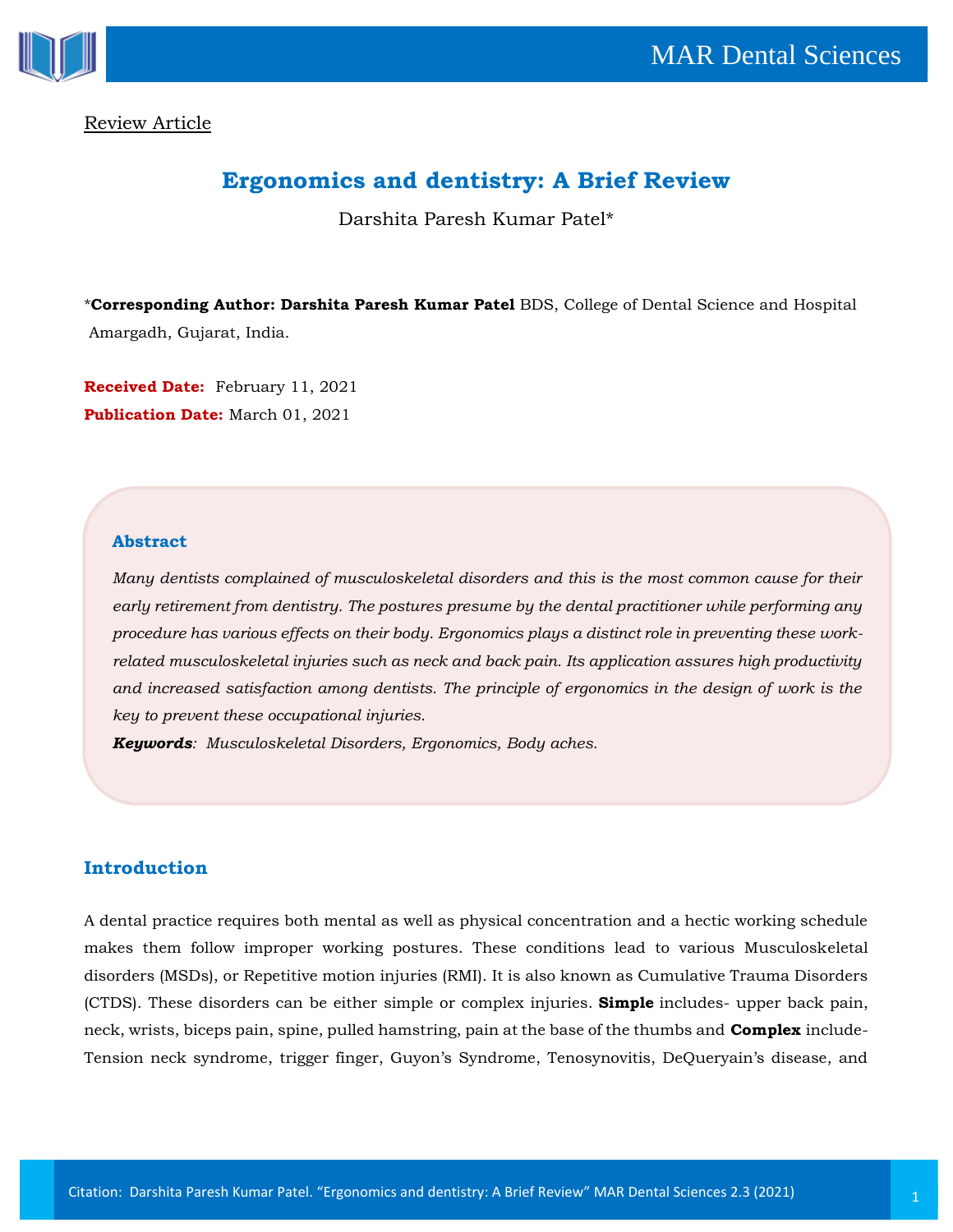Review Article

# Ergonomics and dentistry: A Brief Review

Darshita Paresh Kumar Patel*

***Corresponding Author: Darshita Paresh Kumar Patel** BDS, College of Dental Science and Hospital Amargadh, Gujarat, India.

**Received Date:** February 11, 2021

**Publication Date:** March 01, 2021

## Abstract

*Many dentists complained of musculoskeletal disorders and this is the most common cause for their early retirement from dentistry. The postures presume by the dental practitioner while performing any procedure has various effects on their body. Ergonomics plays a distinct role in preventing these work-related musculoskeletal injuries such as neck and back pain. Its application assures high productivity and increased satisfaction among dentists. The principle of ergonomics in the design of work is the key to prevent these occupational injuries.*

***Keywords**: Musculoskeletal Disorders, Ergonomics, Body aches.*

## Introduction

A dental practice requires both mental as well as physical concentration and a hectic working schedule makes them follow improper working postures. These conditions lead to various Musculoskeletal disorders (MSDs), or Repetitive motion injuries (RMI). It is also known as Cumulative Trauma Disorders (CTDS). These disorders can be either simple or complex injuries. **Simple** includes- upper back pain, neck, wrists, biceps pain, spine, pulled hamstring, pain at the base of the thumbs and **Complex** include- Tension neck syndrome, trigger finger, Guyon's Syndrome, Tenosynovitis, DeQueryain's disease, and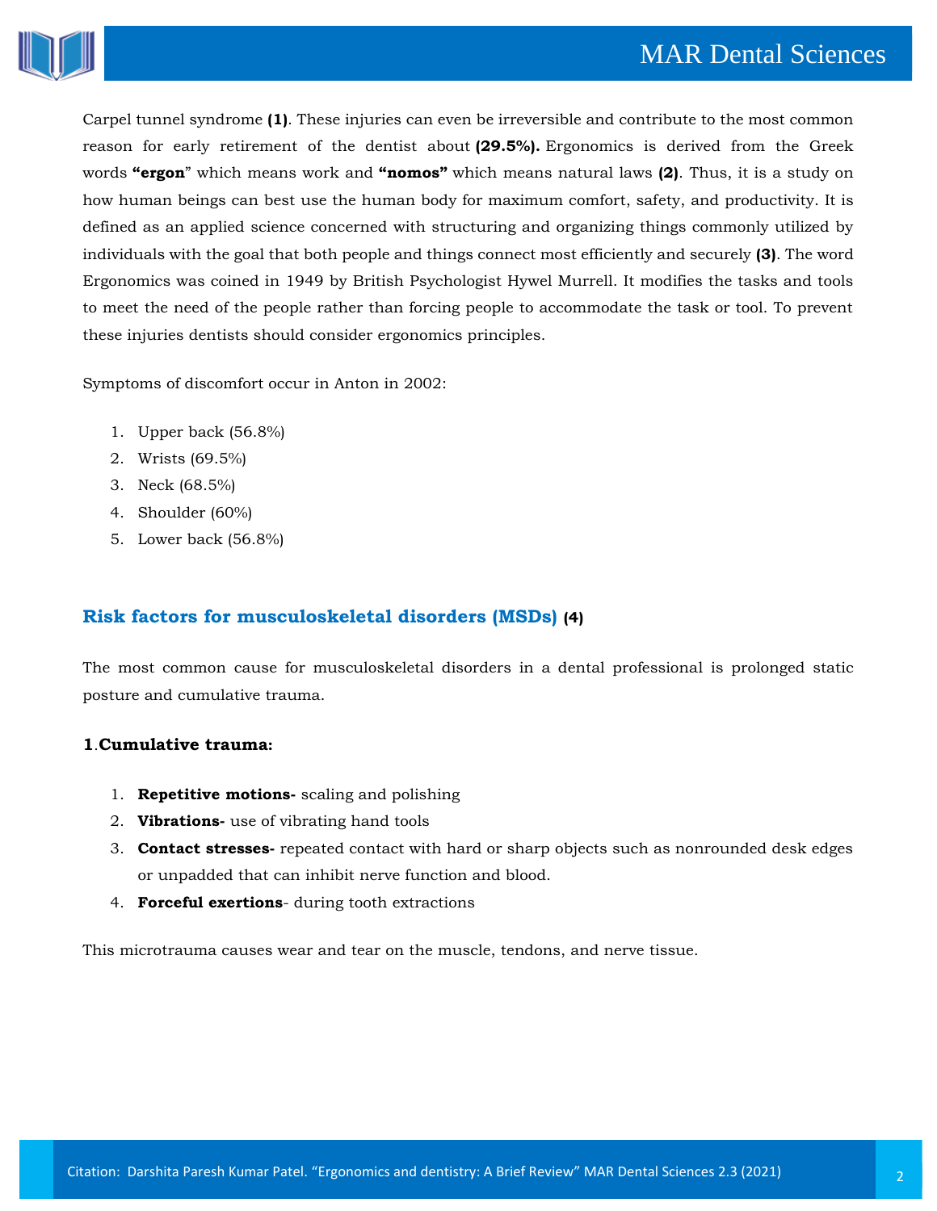Carpel tunnel syndrome **(1)**. These injuries can even be irreversible and contribute to the most common reason for early retirement of the dentist about **(29.5%).** Ergonomics is derived from the Greek words **"ergon**" which means work and **"nomos"** which means natural laws **(2)**. Thus, it is a study on how human beings can best use the human body for maximum comfort, safety, and productivity. It is defined as an applied science concerned with structuring and organizing things commonly utilized by individuals with the goal that both people and things connect most efficiently and securely **(3)**. The word Ergonomics was coined in 1949 by British Psychologist Hywel Murrell. It modifies the tasks and tools to meet the need of the people rather than forcing people to accommodate the task or tool. To prevent these injuries dentists should consider ergonomics principles.

Symptoms of discomfort occur in Anton in 2002:

1. Upper back (56.8%)
2. Wrists (69.5%)
3. Neck (68.5%)
4. Shoulder (60%)
5. Lower back (56.8%)

## Risk factors for musculoskeletal disorders (MSDs) (4)

The most common cause for musculoskeletal disorders in a dental professional is prolonged static posture and cumulative trauma.

### 1.Cumulative trauma:

1. **Repetitive motions-** scaling and polishing
2. **Vibrations-** use of vibrating hand tools
3. **Contact stresses-** repeated contact with hard or sharp objects such as nonrounded desk edges or unpadded that can inhibit nerve function and blood.
4. **Forceful exertions**- during tooth extractions

This microtrauma causes wear and tear on the muscle, tendons, and nerve tissue.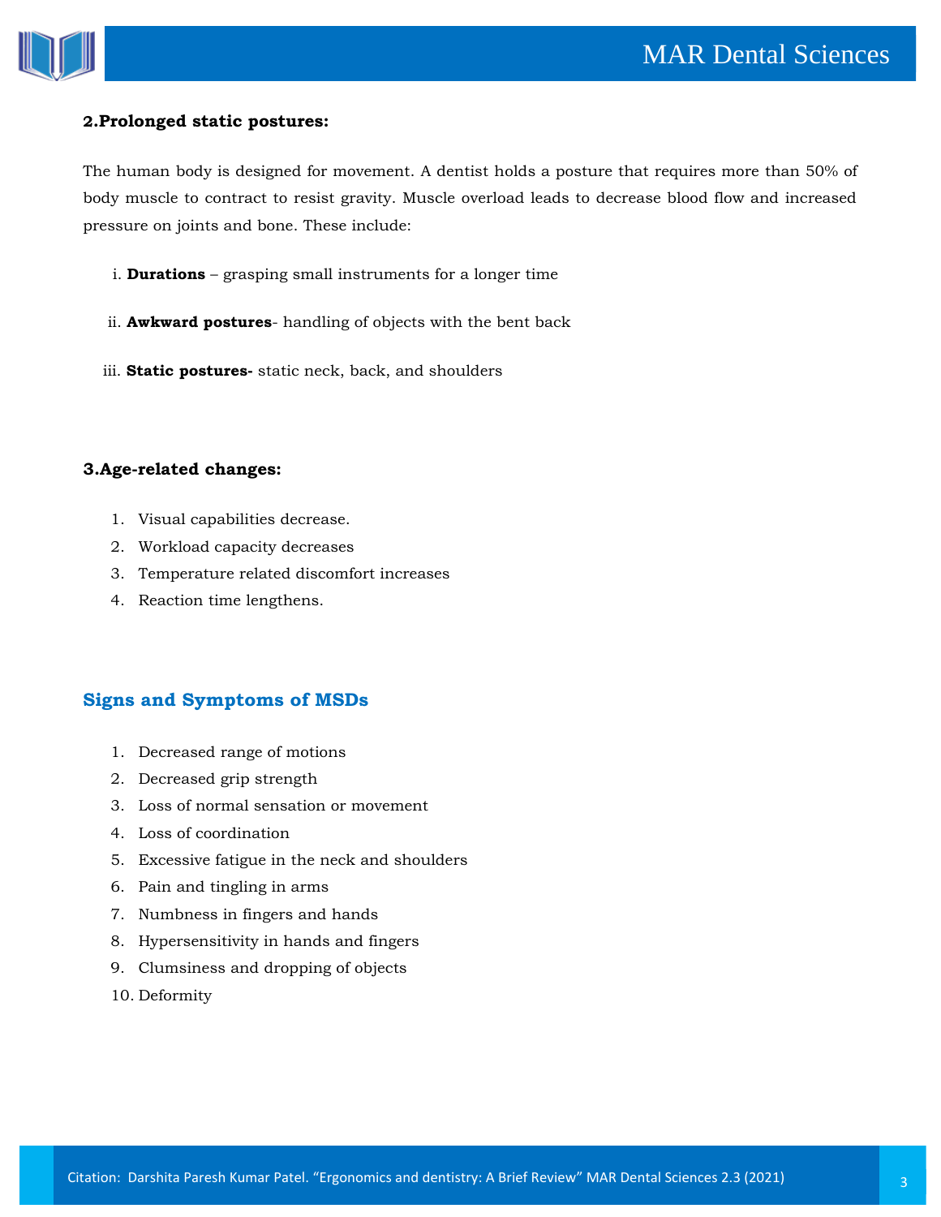**2.Prolonged static postures:**

The human body is designed for movement. A dentist holds a posture that requires more than 50% of body muscle to contract to resist gravity. Muscle overload leads to decrease blood flow and increased pressure on joints and bone. These include:

i. **Durations** – grasping small instruments for a longer time

ii. **Awkward postures**- handling of objects with the bent back

iii. **Static postures-** static neck, back, and shoulders

**3.Age-related changes:**

1. Visual capabilities decrease.
2. Workload capacity decreases
3. Temperature related discomfort increases
4. Reaction time lengthens.

## Signs and Symptoms of MSDs

1. Decreased range of motions
2. Decreased grip strength
3. Loss of normal sensation or movement
4. Loss of coordination
5. Excessive fatigue in the neck and shoulders
6. Pain and tingling in arms
7. Numbness in fingers and hands
8. Hypersensitivity in hands and fingers
9. Clumsiness and dropping of objects
10. Deformity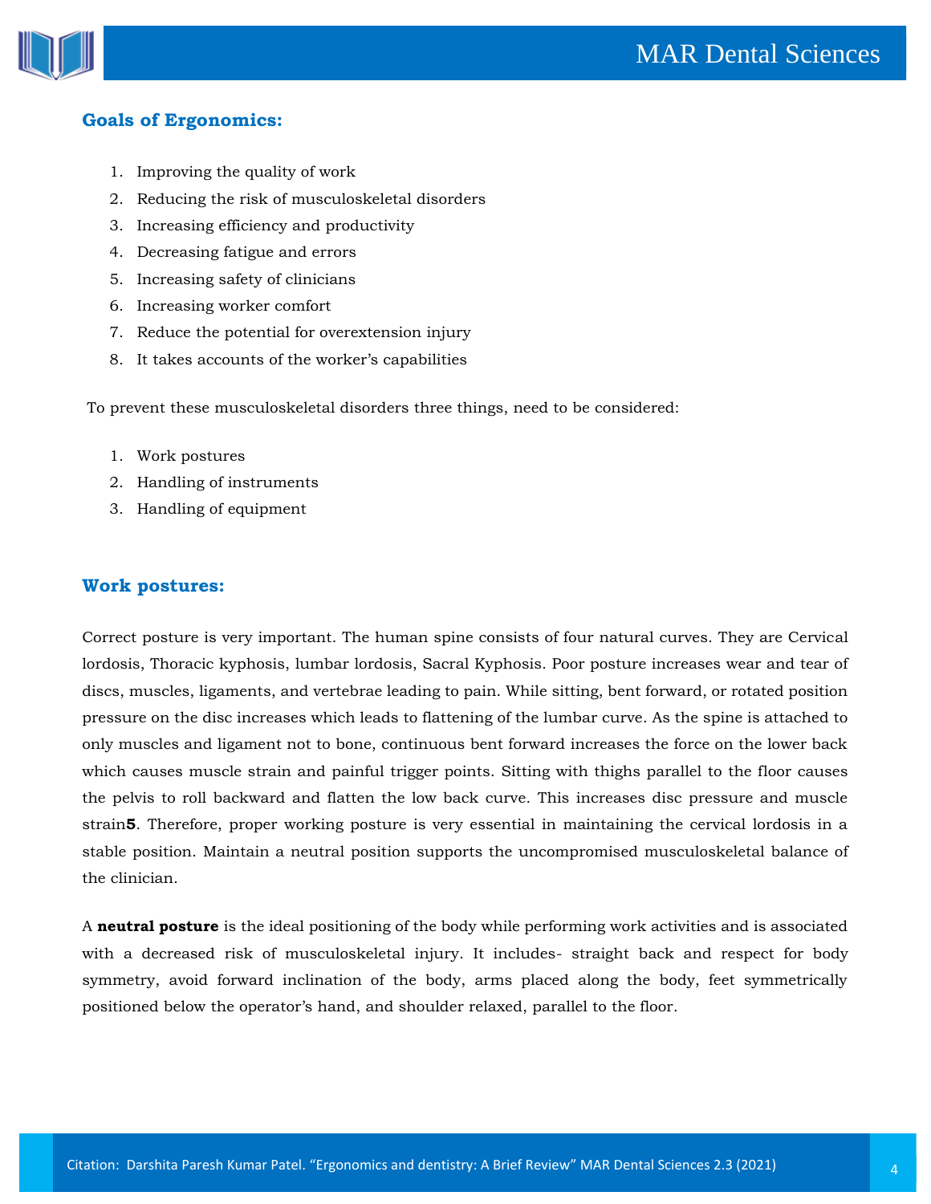## Goals of Ergonomics:

1. Improving the quality of work
2. Reducing the risk of musculoskeletal disorders
3. Increasing efficiency and productivity
4. Decreasing fatigue and errors
5. Increasing safety of clinicians
6. Increasing worker comfort
7. Reduce the potential for overextension injury
8. It takes accounts of the worker's capabilities

To prevent these musculoskeletal disorders three things, need to be considered:

1. Work postures
2. Handling of instruments
3. Handling of equipment

## Work postures:

Correct posture is very important. The human spine consists of four natural curves. They are Cervical lordosis, Thoracic kyphosis, lumbar lordosis, Sacral Kyphosis. Poor posture increases wear and tear of discs, muscles, ligaments, and vertebrae leading to pain. While sitting, bent forward, or rotated position pressure on the disc increases which leads to flattening of the lumbar curve. As the spine is attached to only muscles and ligament not to bone, continuous bent forward increases the force on the lower back which causes muscle strain and painful trigger points. Sitting with thighs parallel to the floor causes the pelvis to roll backward and flatten the low back curve. This increases disc pressure and muscle strain**5**. Therefore, proper working posture is very essential in maintaining the cervical lordosis in a stable position. Maintain a neutral position supports the uncompromised musculoskeletal balance of the clinician.

A **neutral posture** is the ideal positioning of the body while performing work activities and is associated with a decreased risk of musculoskeletal injury. It includes- straight back and respect for body symmetry, avoid forward inclination of the body, arms placed along the body, feet symmetrically positioned below the operator's hand, and shoulder relaxed, parallel to the floor.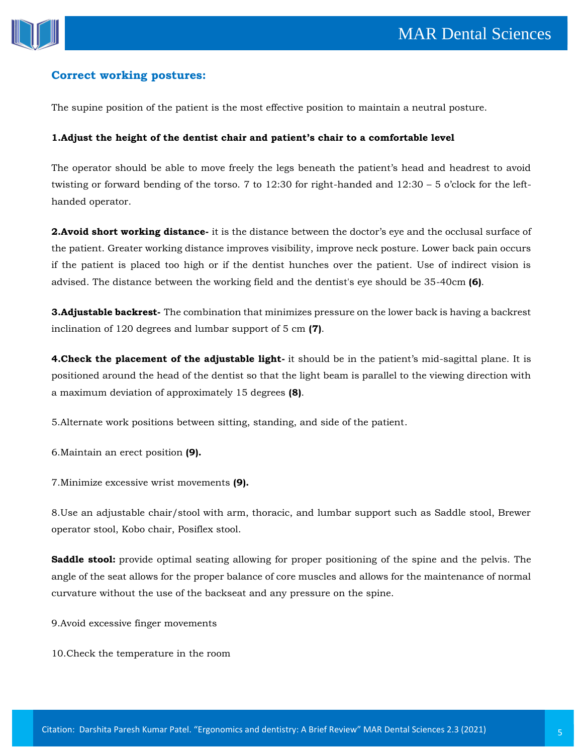## Correct working postures:

The supine position of the patient is the most effective position to maintain a neutral posture.

**1.Adjust the height of the dentist chair and patient's chair to a comfortable level**

The operator should be able to move freely the legs beneath the patient's head and headrest to avoid twisting or forward bending of the torso. 7 to 12:30 for right-handed and 12:30 – 5 o'clock for the left-handed operator.

**2.Avoid short working distance-** it is the distance between the doctor's eye and the occlusal surface of the patient. Greater working distance improves visibility, improve neck posture. Lower back pain occurs if the patient is placed too high or if the dentist hunches over the patient. Use of indirect vision is advised. The distance between the working field and the dentist's eye should be 35-40cm **(6)**.

**3.Adjustable backrest-** The combination that minimizes pressure on the lower back is having a backrest inclination of 120 degrees and lumbar support of 5 cm **(7)**.

**4.Check the placement of the adjustable light-** it should be in the patient's mid-sagittal plane. It is positioned around the head of the dentist so that the light beam is parallel to the viewing direction with a maximum deviation of approximately 15 degrees **(8)**.

5.Alternate work positions between sitting, standing, and side of the patient.

6.Maintain an erect position **(9).**

7.Minimize excessive wrist movements **(9).**

8.Use an adjustable chair/stool with arm, thoracic, and lumbar support such as Saddle stool, Brewer operator stool, Kobo chair, Posiflex stool.

**Saddle stool:** provide optimal seating allowing for proper positioning of the spine and the pelvis. The angle of the seat allows for the proper balance of core muscles and allows for the maintenance of normal curvature without the use of the backseat and any pressure on the spine.

9.Avoid excessive finger movements

10.Check the temperature in the room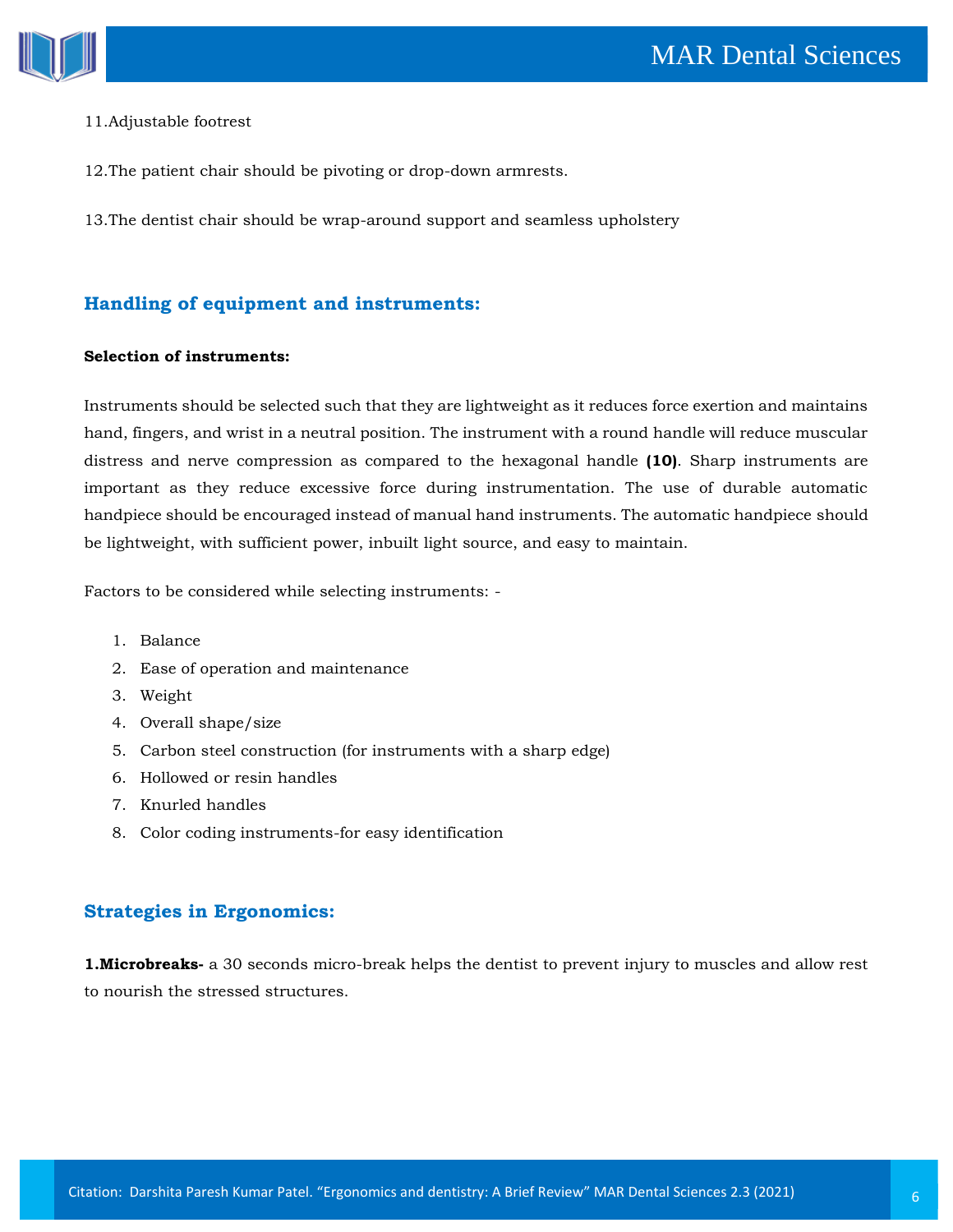11.Adjustable footrest

12.The patient chair should be pivoting or drop-down armrests.

13.The dentist chair should be wrap-around support and seamless upholstery

## Handling of equipment and instruments:

**Selection of instruments:**

Instruments should be selected such that they are lightweight as it reduces force exertion and maintains hand, fingers, and wrist in a neutral position. The instrument with a round handle will reduce muscular distress and nerve compression as compared to the hexagonal handle **(10)**. Sharp instruments are important as they reduce excessive force during instrumentation. The use of durable automatic handpiece should be encouraged instead of manual hand instruments. The automatic handpiece should be lightweight, with sufficient power, inbuilt light source, and easy to maintain.

Factors to be considered while selecting instruments: -

1. Balance
2. Ease of operation and maintenance
3. Weight
4. Overall shape/size
5. Carbon steel construction (for instruments with a sharp edge)
6. Hollowed or resin handles
7. Knurled handles
8. Color coding instruments-for easy identification

## Strategies in Ergonomics:

**1.Microbreaks-** a 30 seconds micro-break helps the dentist to prevent injury to muscles and allow rest to nourish the stressed structures.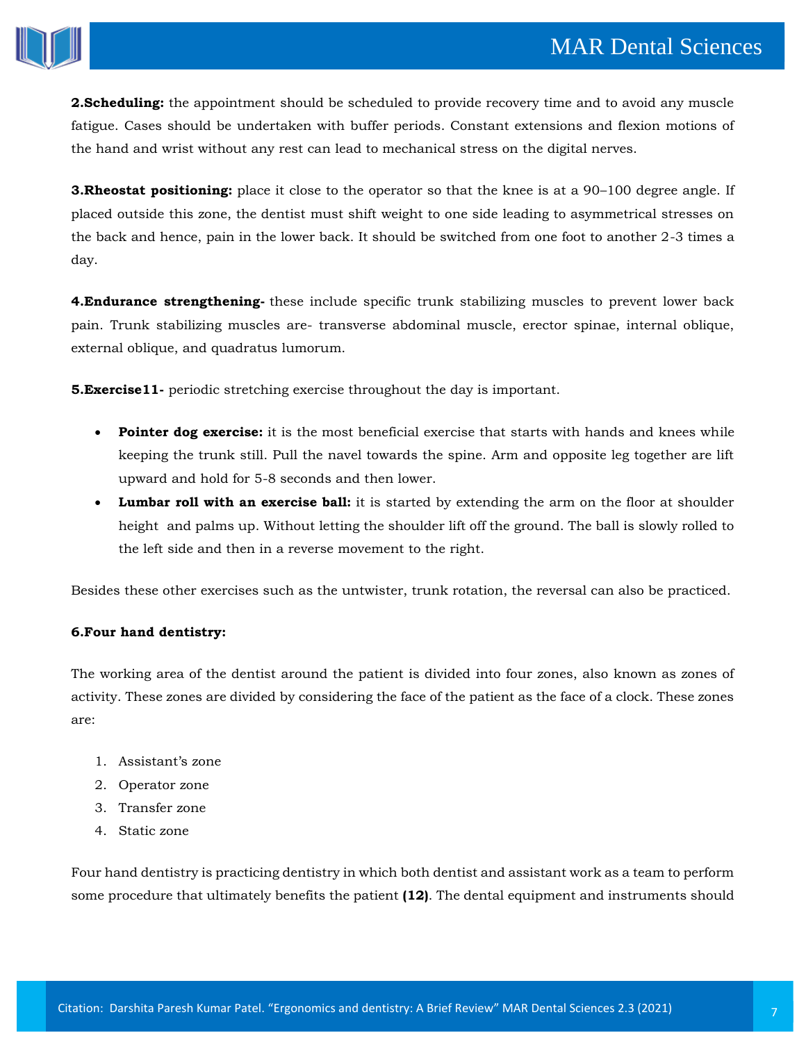**2.Scheduling:** the appointment should be scheduled to provide recovery time and to avoid any muscle fatigue. Cases should be undertaken with buffer periods. Constant extensions and flexion motions of the hand and wrist without any rest can lead to mechanical stress on the digital nerves.

**3.Rheostat positioning:** place it close to the operator so that the knee is at a 90–100 degree angle. If placed outside this zone, the dentist must shift weight to one side leading to asymmetrical stresses on the back and hence, pain in the lower back. It should be switched from one foot to another 2-3 times a day.

**4.Endurance strengthening-** these include specific trunk stabilizing muscles to prevent lower back pain. Trunk stabilizing muscles are- transverse abdominal muscle, erector spinae, internal oblique, external oblique, and quadratus lumorum.

**5.Exercise11-** periodic stretching exercise throughout the day is important.

- **Pointer dog exercise:** it is the most beneficial exercise that starts with hands and knees while keeping the trunk still. Pull the navel towards the spine. Arm and opposite leg together are lift upward and hold for 5-8 seconds and then lower.
- **Lumbar roll with an exercise ball:** it is started by extending the arm on the floor at shoulder height and palms up. Without letting the shoulder lift off the ground. The ball is slowly rolled to the left side and then in a reverse movement to the right.

Besides these other exercises such as the untwister, trunk rotation, the reversal can also be practiced.

**6.Four hand dentistry:**

The working area of the dentist around the patient is divided into four zones, also known as zones of activity. These zones are divided by considering the face of the patient as the face of a clock. These zones are:

1. Assistant's zone
2. Operator zone
3. Transfer zone
4. Static zone

Four hand dentistry is practicing dentistry in which both dentist and assistant work as a team to perform some procedure that ultimately benefits the patient **(12)**. The dental equipment and instruments should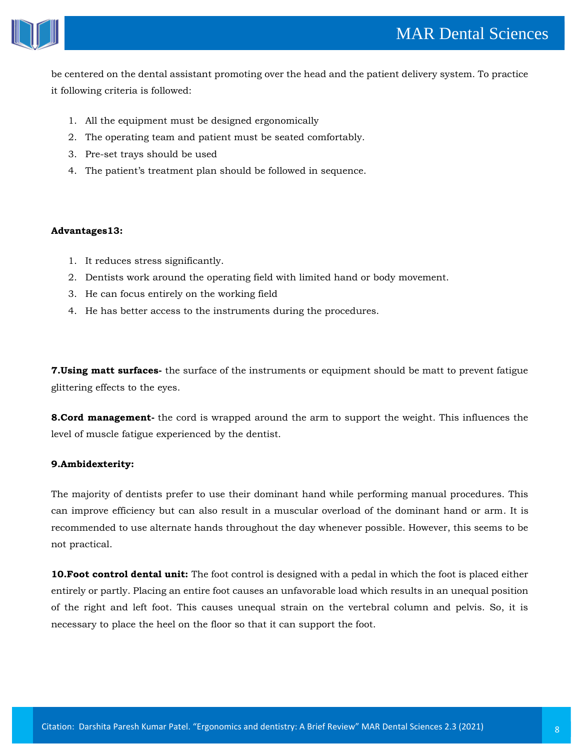be centered on the dental assistant promoting over the head and the patient delivery system. To practice it following criteria is followed:

1. All the equipment must be designed ergonomically
2. The operating team and patient must be seated comfortably.
3. Pre-set trays should be used
4. The patient's treatment plan should be followed in sequence.

**Advantages13:**

1. It reduces stress significantly.
2. Dentists work around the operating field with limited hand or body movement.
3. He can focus entirely on the working field
4. He has better access to the instruments during the procedures.

**7.Using matt surfaces-** the surface of the instruments or equipment should be matt to prevent fatigue glittering effects to the eyes.

**8.Cord management-** the cord is wrapped around the arm to support the weight. This influences the level of muscle fatigue experienced by the dentist.

**9.Ambidexterity:**

The majority of dentists prefer to use their dominant hand while performing manual procedures. This can improve efficiency but can also result in a muscular overload of the dominant hand or arm. It is recommended to use alternate hands throughout the day whenever possible. However, this seems to be not practical.

**10.Foot control dental unit:** The foot control is designed with a pedal in which the foot is placed either entirely or partly. Placing an entire foot causes an unfavorable load which results in an unequal position of the right and left foot. This causes unequal strain on the vertebral column and pelvis. So, it is necessary to place the heel on the floor so that it can support the foot.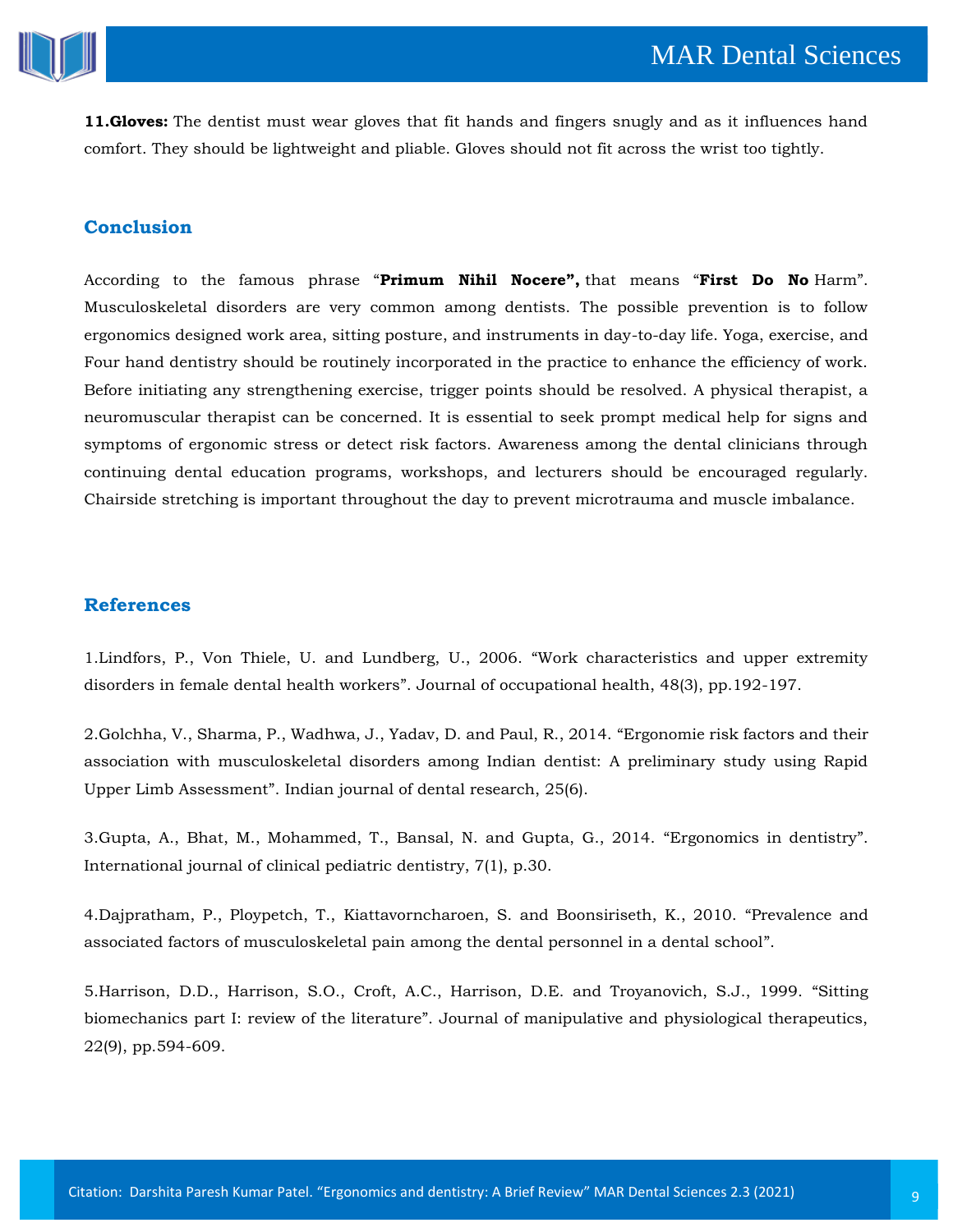**11.Gloves:** The dentist must wear gloves that fit hands and fingers snugly and as it influences hand comfort. They should be lightweight and pliable. Gloves should not fit across the wrist too tightly.

## Conclusion

According to the famous phrase "**Primum Nihil Nocere",** that means "**First Do No** Harm". Musculoskeletal disorders are very common among dentists. The possible prevention is to follow ergonomics designed work area, sitting posture, and instruments in day-to-day life. Yoga, exercise, and Four hand dentistry should be routinely incorporated in the practice to enhance the efficiency of work. Before initiating any strengthening exercise, trigger points should be resolved. A physical therapist, a neuromuscular therapist can be concerned. It is essential to seek prompt medical help for signs and symptoms of ergonomic stress or detect risk factors. Awareness among the dental clinicians through continuing dental education programs, workshops, and lecturers should be encouraged regularly. Chairside stretching is important throughout the day to prevent microtrauma and muscle imbalance.

## References

1.Lindfors, P., Von Thiele, U. and Lundberg, U., 2006. "Work characteristics and upper extremity disorders in female dental health workers". Journal of occupational health, 48(3), pp.192-197.

2.Golchha, V., Sharma, P., Wadhwa, J., Yadav, D. and Paul, R., 2014. "Ergonomie risk factors and their association with musculoskeletal disorders among Indian dentist: A preliminary study using Rapid Upper Limb Assessment". Indian journal of dental research, 25(6).

3.Gupta, A., Bhat, M., Mohammed, T., Bansal, N. and Gupta, G., 2014. "Ergonomics in dentistry". International journal of clinical pediatric dentistry, 7(1), p.30.

4.Dajpratham, P., Ploypetch, T., Kiattavorncharoen, S. and Boonsiriseth, K., 2010. "Prevalence and associated factors of musculoskeletal pain among the dental personnel in a dental school".

5.Harrison, D.D., Harrison, S.O., Croft, A.C., Harrison, D.E. and Troyanovich, S.J., 1999. "Sitting biomechanics part I: review of the literature". Journal of manipulative and physiological therapeutics, 22(9), pp.594-609.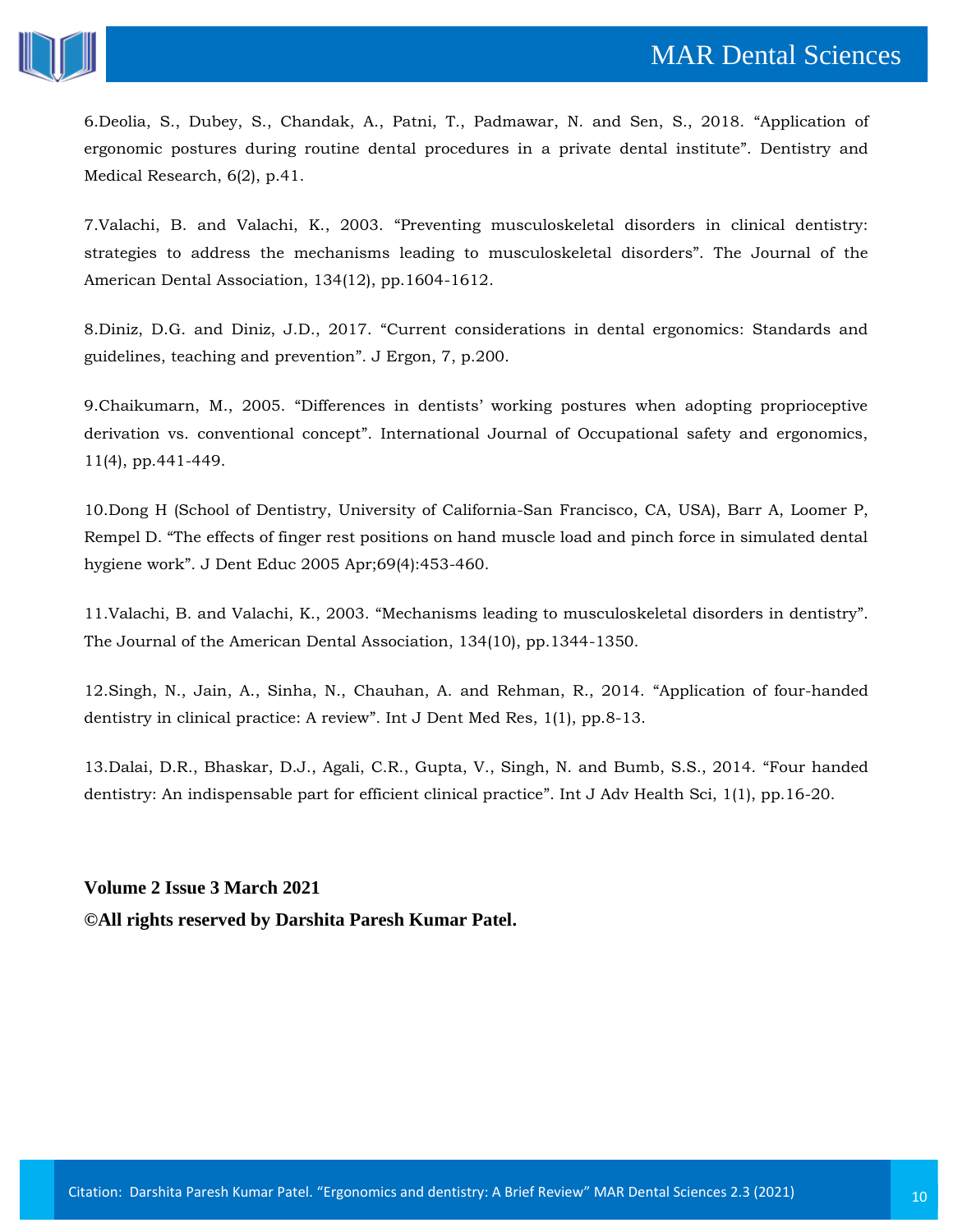6.Deolia, S., Dubey, S., Chandak, A., Patni, T., Padmawar, N. and Sen, S., 2018. “Application of ergonomic postures during routine dental procedures in a private dental institute”. Dentistry and Medical Research, 6(2), p.41.

7.Valachi, B. and Valachi, K., 2003. “Preventing musculoskeletal disorders in clinical dentistry: strategies to address the mechanisms leading to musculoskeletal disorders”. The Journal of the American Dental Association, 134(12), pp.1604-1612.

8.Diniz, D.G. and Diniz, J.D., 2017. “Current considerations in dental ergonomics: Standards and guidelines, teaching and prevention”. J Ergon, 7, p.200.

9.Chaikumarn, M., 2005. “Differences in dentists’ working postures when adopting proprioceptive derivation vs. conventional concept”. International Journal of Occupational safety and ergonomics, 11(4), pp.441-449.

10.Dong H (School of Dentistry, University of California-San Francisco, CA, USA), Barr A, Loomer P, Rempel D. “The effects of finger rest positions on hand muscle load and pinch force in simulated dental hygiene work”. J Dent Educ 2005 Apr;69(4):453-460.

11.Valachi, B. and Valachi, K., 2003. “Mechanisms leading to musculoskeletal disorders in dentistry”. The Journal of the American Dental Association, 134(10), pp.1344-1350.

12.Singh, N., Jain, A., Sinha, N., Chauhan, A. and Rehman, R., 2014. “Application of four-handed dentistry in clinical practice: A review”. Int J Dent Med Res, 1(1), pp.8-13.

13.Dalai, D.R., Bhaskar, D.J., Agali, C.R., Gupta, V., Singh, N. and Bumb, S.S., 2014. “Four handed dentistry: An indispensable part for efficient clinical practice”. Int J Adv Health Sci, 1(1), pp.16-20.

**Volume 2 Issue 3 March 2021**

**©All rights reserved by Darshita Paresh Kumar Patel.**